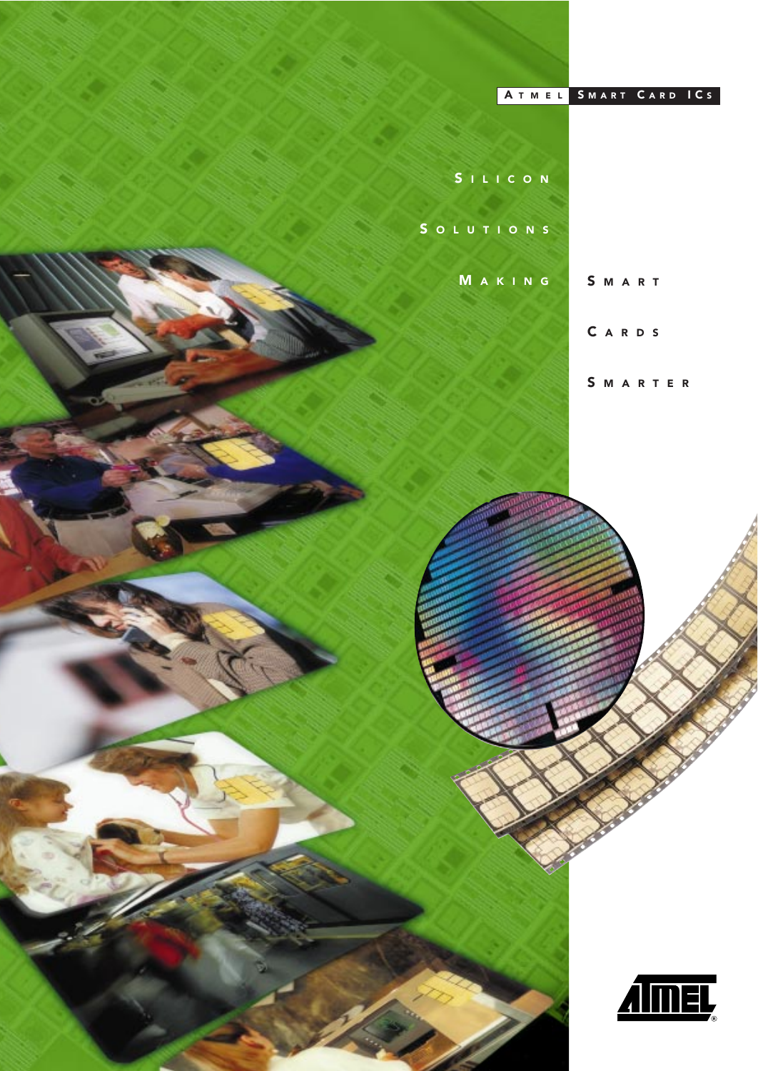ATMEL SMART CARD ICs

# Silicon Solutions Making Smart Cards Smarter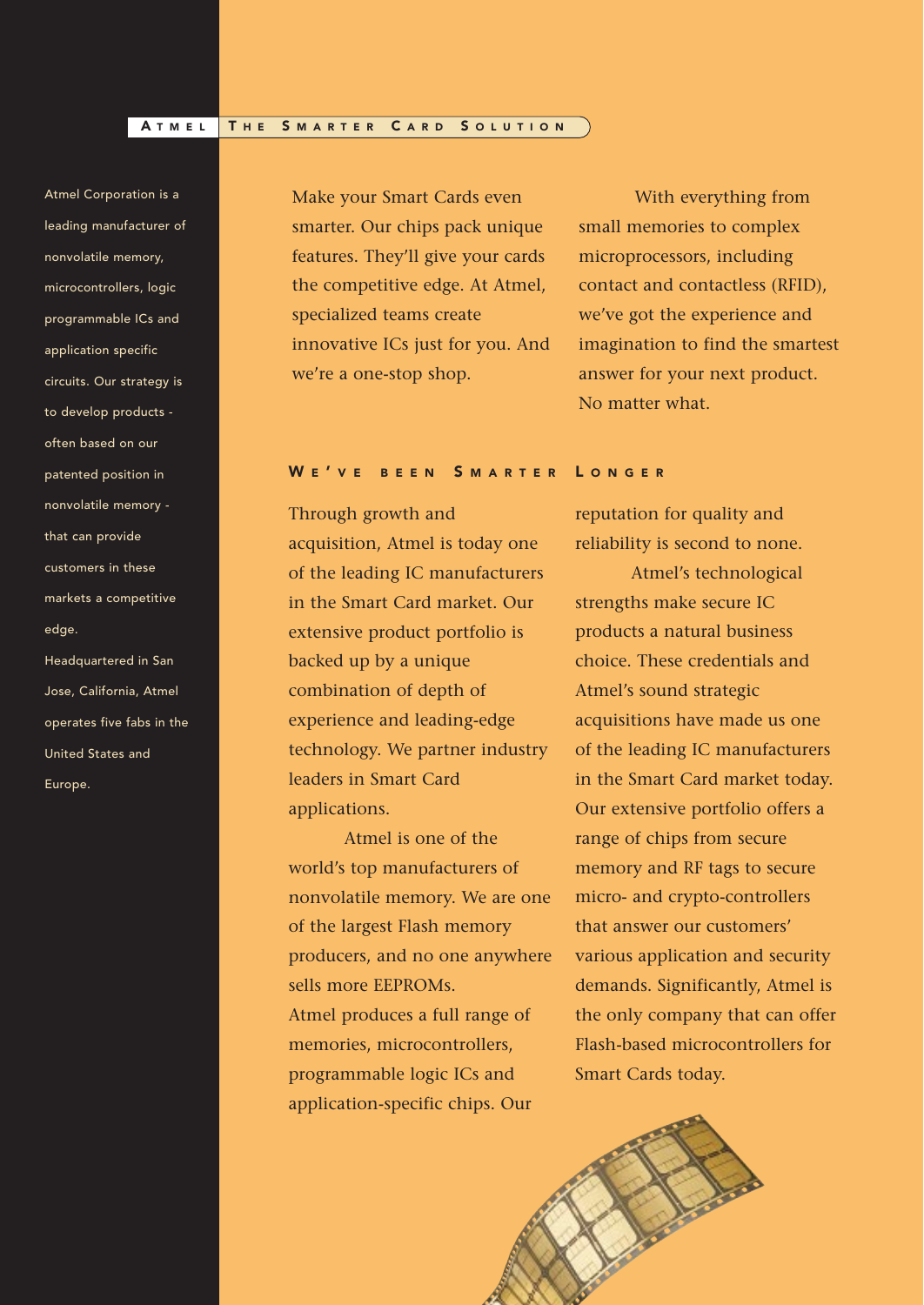# ATMEL | THE SMARTER CARD SOLUTION

Atmel Corporation is a leading manufacturer of nonvolatile memory, microcontrollers, logic programmable ICs and application specific circuits. Our strategy is to develop products - often based on our patented position in nonvolatile memory - that can provide customers in these markets a competitive edge.

Headquartered in San Jose, California, Atmel operates five fabs in the United States and Europe.

Make your Smart Cards even smarter. Our chips pack unique features. They'll give your cards the competitive edge. At Atmel, specialized teams create innovative ICs just for you. And we're a one-stop shop.

With everything from small memories to complex microprocessors, including contact and contactless (RFID), we've got the experience and imagination to find the smartest answer for your next product. No matter what.

## WE'VE BEEN SMARTER LONGER

Through growth and acquisition, Atmel is today one of the leading IC manufacturers in the Smart Card market. Our extensive product portfolio is backed up by a unique combination of depth of experience and leading-edge technology. We partner industry leaders in Smart Card applications.

Atmel is one of the world's top manufacturers of nonvolatile memory. We are one of the largest Flash memory producers, and no one anywhere sells more EEPROMs.

Atmel produces a full range of memories, microcontrollers, programmable logic ICs and application-specific chips. Our reputation for quality and reliability is second to none.

Atmel's technological strengths make secure IC products a natural business choice. These credentials and Atmel's sound strategic acquisitions have made us one of the leading IC manufacturers in the Smart Card market today. Our extensive portfolio offers a range of chips from secure memory and RF tags to secure micro- and crypto-controllers that answer our customers' various application and security demands. Significantly, Atmel is the only company that can offer Flash-based microcontrollers for Smart Cards today.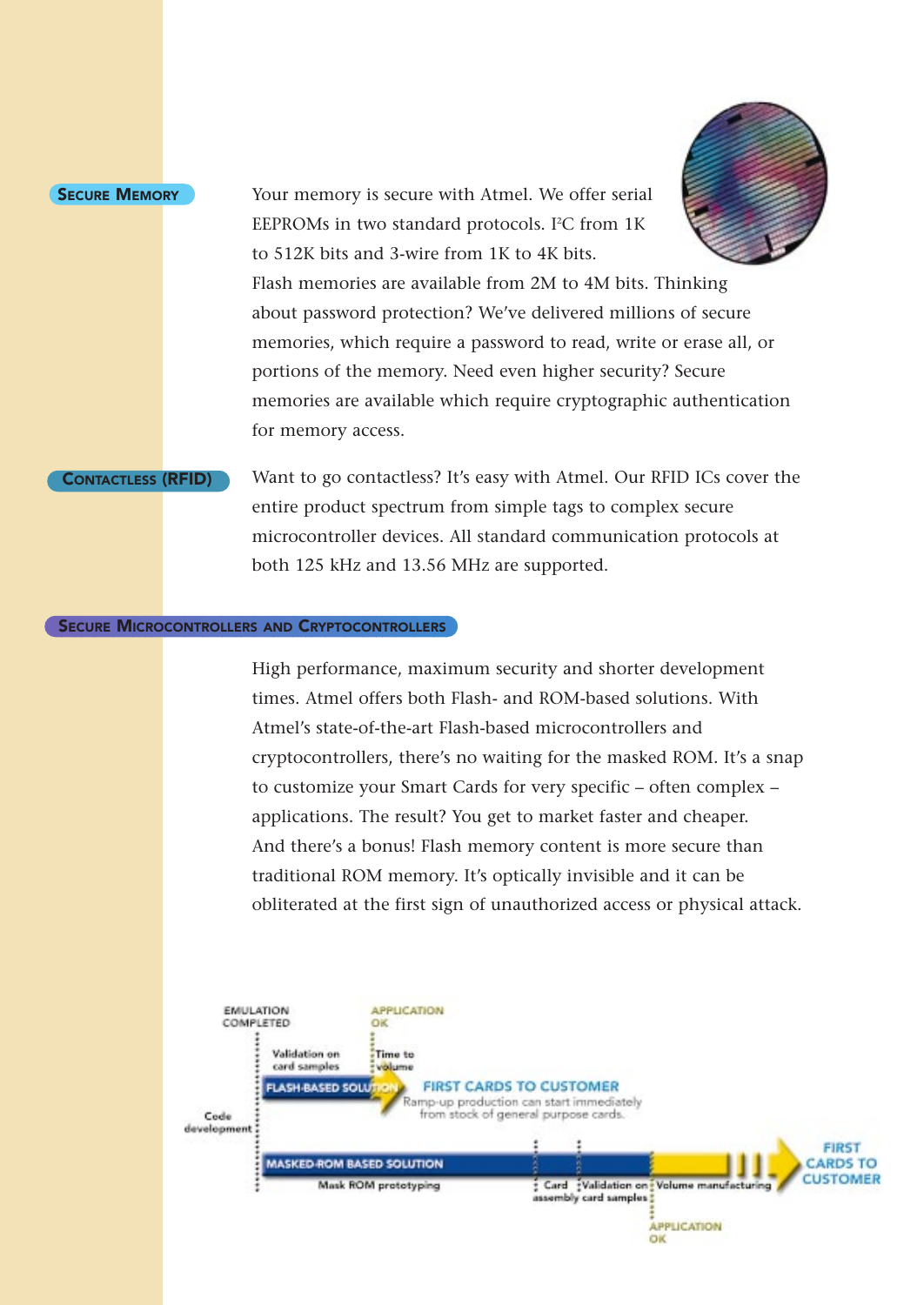## Secure Memory

Your memory is secure with Atmel. We offer serial EEPROMs in two standard protocols. I²C from 1K to 512K bits and 3-wire from 1K to 4K bits. Flash memories are available from 2M to 4M bits. Thinking about password protection? We've delivered millions of secure memories, which require a password to read, write or erase all, or portions of the memory. Need even higher security? Secure memories are available which require cryptographic authentication for memory access.

## Contactless (RFID)

Want to go contactless? It's easy with Atmel. Our RFID ICs cover the entire product spectrum from simple tags to complex secure microcontroller devices. All standard communication protocols at both 125 kHz and 13.56 MHz are supported.

## Secure Microcontrollers and Cryptocontrollers

High performance, maximum security and shorter development times. Atmel offers both Flash- and ROM-based solutions. With Atmel's state-of-the-art Flash-based microcontrollers and cryptocontrollers, there's no waiting for the masked ROM. It's a snap to customize your Smart Cards for very specific – often complex – applications. The result? You get to market faster and cheaper. And there's a bonus! Flash memory content is more secure than traditional ROM memory. It's optically invisible and it can be obliterated at the first sign of unauthorized access or physical attack.

EMULATION COMPLETED

APPLICATION OK

Code development

Validation on card samples

Time to volume

FLASH-BASED SOLUTION

FIRST CARDS TO CUSTOMER

Ramp-up production can start immediately from stock of general purpose cards.

MASKED-ROM BASED SOLUTION

Mask ROM prototyping

Card assembly

Validation on card samples

Volume manufacturing

FIRST CARDS TO CUSTOMER

APPLICATION OK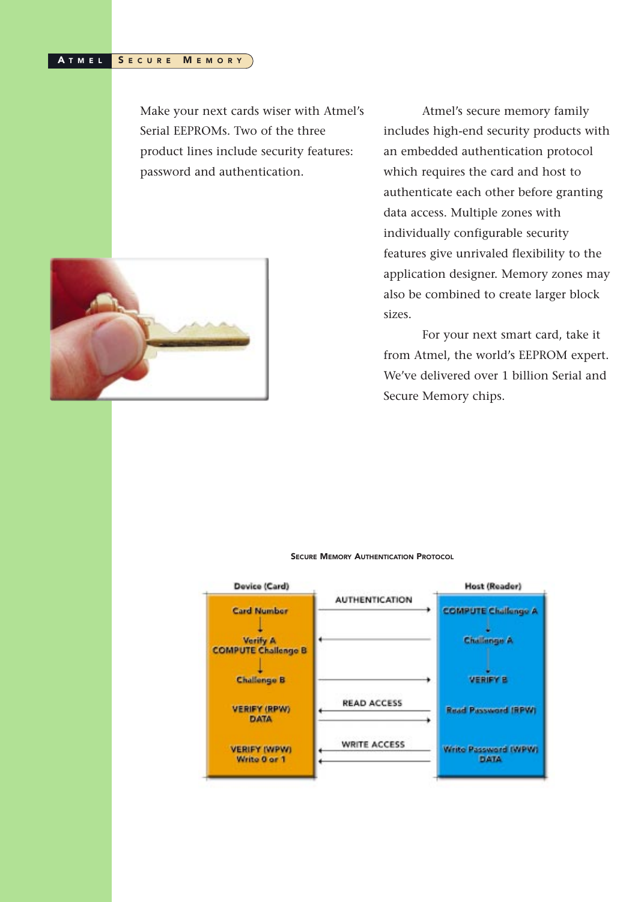Make your next cards wiser with Atmel's Serial EEPROMs. Two of the three product lines include security features: password and authentication.

Atmel's secure memory family includes high-end security products with an embedded authentication protocol which requires the card and host to authenticate each other before granting data access. Multiple zones with individually configurable security features give unrivaled flexibility to the application designer. Memory zones may also be combined to create larger block sizes.

For your next smart card, take it from Atmel, the world's EEPROM expert. We've delivered over 1 billion Serial and Secure Memory chips.

**Secure Memory Authentication Protocol**

| Device (Card) | | Host (Reader) |
|---|---|---|
| Card Number | AUTHENTICATION → | COMPUTE Challenge A |
| Verify A, COMPUTE Challenge B | ← | Challenge A |
| Challenge B | → | VERIFY B |
| VERIFY (RPW), DATA | READ ACCESS ← / → | Read Password (RPW) |
| VERIFY (WPW), Write 0 or 1 | WRITE ACCESS ← / ← | Write Password (WPW), DATA |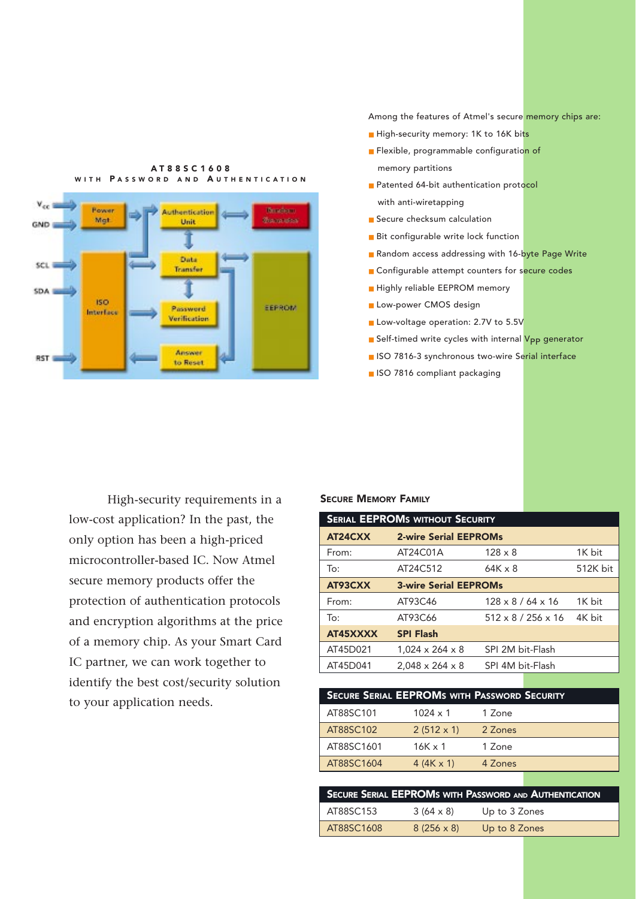### AT88SC1608 WITH PASSWORD AND AUTHENTICATION

Among the features of Atmel's secure memory chips are:

- High-security memory: 1K to 16K bits
- Flexible, programmable configuration of memory partitions
- Patented 64-bit authentication protocol with anti-wiretapping
- Secure checksum calculation
- Bit configurable write lock function
- Random access addressing with 16-byte Page Write
- Configurable attempt counters for secure codes
- Highly reliable EEPROM memory
- Low-power CMOS design
- Low-voltage operation: 2.7V to 5.5V
- Self-timed write cycles with internal $V_{PP}$ generator
- ISO 7816-3 synchronous two-wire Serial interface
- ISO 7816 compliant packaging

High-security requirements in a low-cost application? In the past, the only option has been a high-priced microcontroller-based IC. Now Atmel secure memory products offer the protection of authentication protocols and encryption algorithms at the price of a memory chip. As your Smart Card IC partner, we can work together to identify the best cost/security solution to your application needs.

### Secure Memory Family

| Serial EEPROMs without Security | | | |
|---|---|---|---|
| **AT24CXX** | **2-wire Serial EEPROMs** | | |
| From: | AT24C01A | 128 x 8 | 1K bit |
| To: | AT24C512 | 64K x 8 | 512K bit |
| **AT93CXX** | **3-wire Serial EEPROMs** | | |
| From: | AT93C46 | 128 x 8 / 64 x 16 | 1K bit |
| To: | AT93C66 | 512 x 8 / 256 x 16 | 4K bit |
| **AT45XXXX** | **SPI Flash** | | |
| AT45D021 | 1,024 x 264 x 8 | SPI 2M bit-Flash | |
| AT45D041 | 2,048 x 264 x 8 | SPI 4M bit-Flash | |

| Secure Serial EEPROMs with Password Security | | |
|---|---|---|
| AT88SC101 | 1024 x 1 | 1 Zone |
| AT88SC102 | 2 (512 x 1) | 2 Zones |
| AT88SC1601 | 16K x 1 | 1 Zone |
| AT88SC1604 | 4 (4K x 1) | 4 Zones |

| Secure Serial EEPROMs with Password and Authentication | | |
|---|---|---|
| AT88SC153 | 3 (64 x 8) | Up to 3 Zones |
| AT88SC1608 | 8 (256 x 8) | Up to 8 Zones |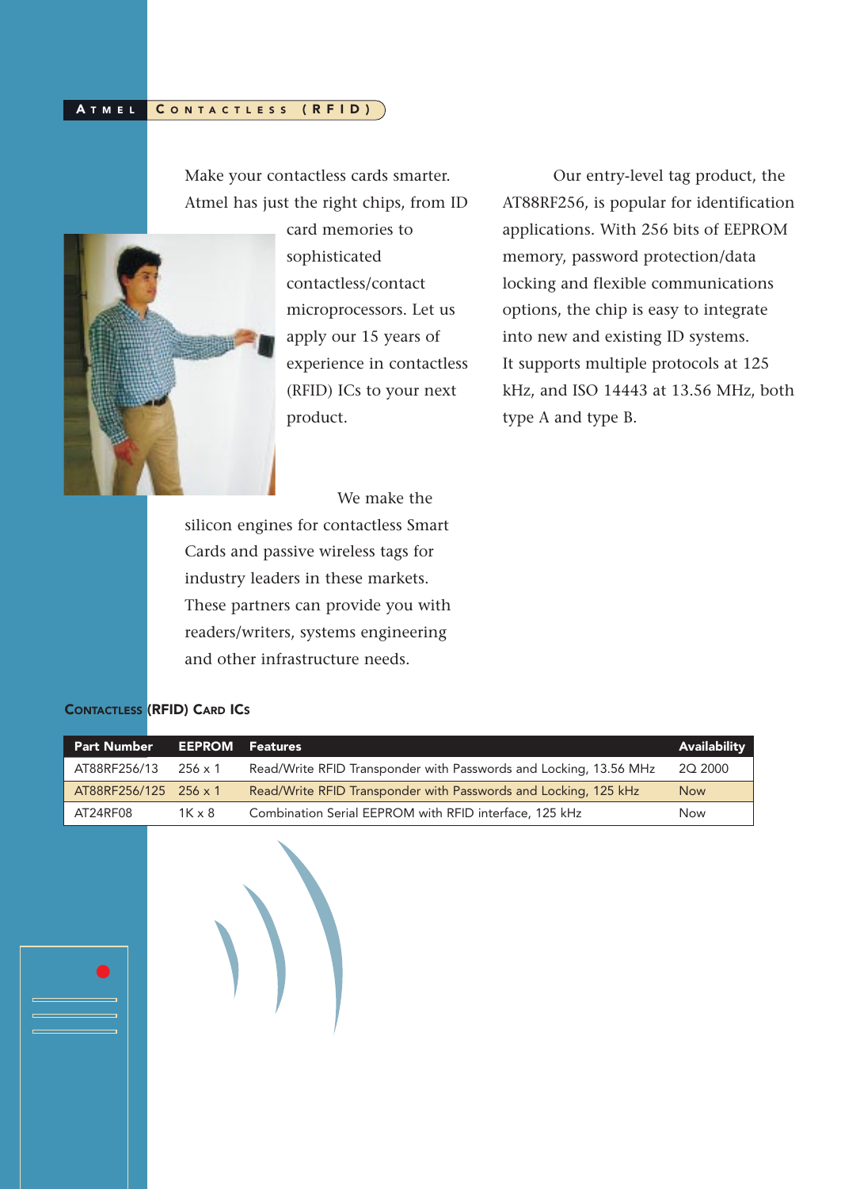Make your contactless cards smarter. Atmel has just the right chips, from ID card memories to sophisticated contactless/contact microprocessors. Let us apply our 15 years of experience in contactless (RFID) ICs to your next product.

We make the silicon engines for contactless Smart Cards and passive wireless tags for industry leaders in these markets. These partners can provide you with readers/writers, systems engineering and other infrastructure needs.

Our entry-level tag product, the AT88RF256, is popular for identification applications. With 256 bits of EEPROM memory, password protection/data locking and flexible communications options, the chip is easy to integrate into new and existing ID systems. It supports multiple protocols at 125 kHz, and ISO 14443 at 13.56 MHz, both type A and type B.

### Contactless (RFID) Card ICs

| Part Number | EEPROM | Features | Availability |
|---|---|---|---|
| AT88RF256/13 | 256 x 1 | Read/Write RFID Transponder with Passwords and Locking, 13.56 MHz | 2Q 2000 |
| AT88RF256/125 | 256 x 1 | Read/Write RFID Transponder with Passwords and Locking, 125 kHz | Now |
| AT24RF08 | 1K x 8 | Combination Serial EEPROM with RFID interface, 125 kHz | Now |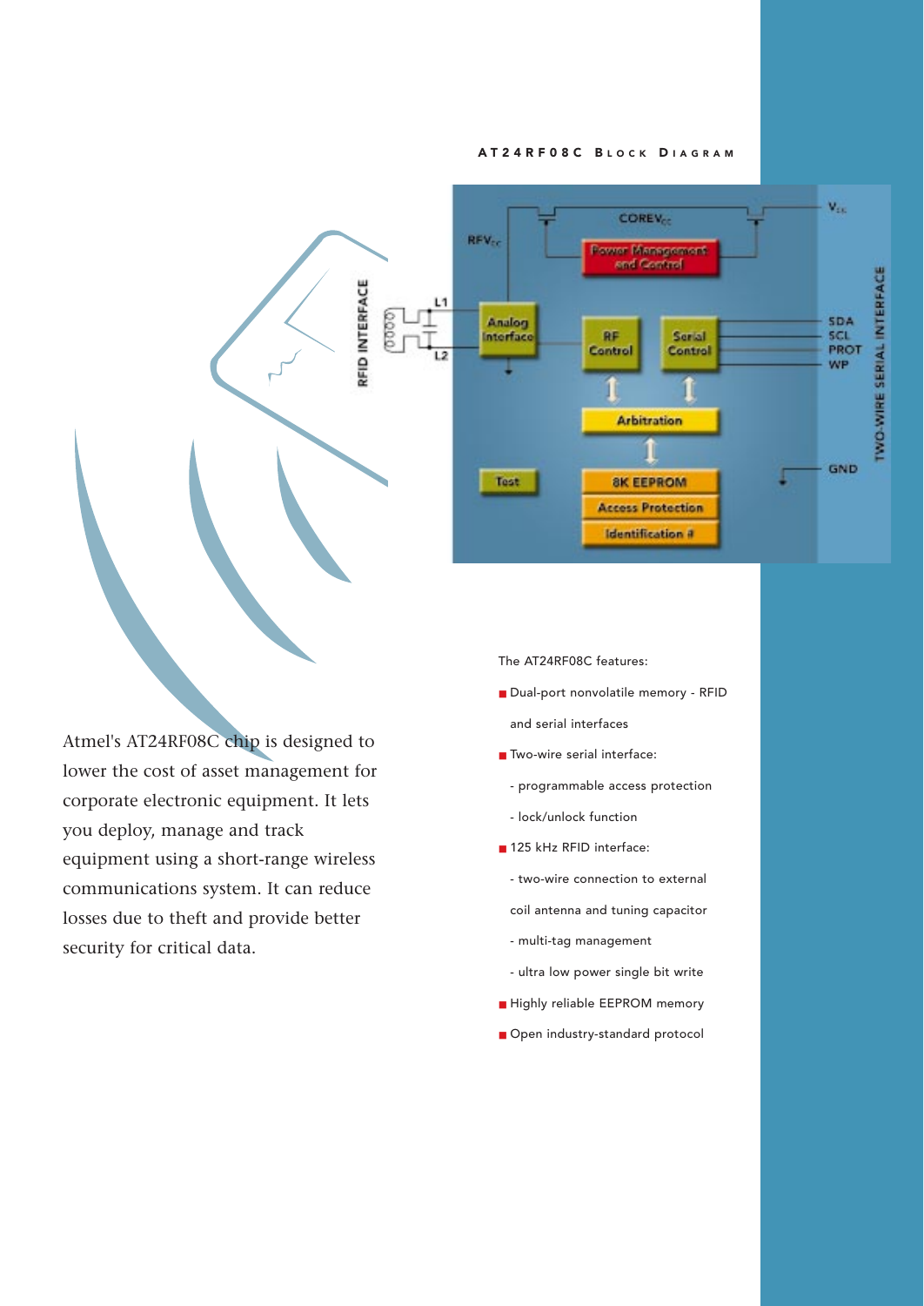AT24RF08C Block Diagram

Atmel's AT24RF08C chip is designed to lower the cost of asset management for corporate electronic equipment. It lets you deploy, manage and track equipment using a short-range wireless communications system. It can reduce losses due to theft and provide better security for critical data.

The AT24RF08C features:

- Dual-port nonvolatile memory - RFID and serial interfaces
- Two-wire serial interface:
  - programmable access protection
  - lock/unlock function
- 125 kHz RFID interface:
  - two-wire connection to external coil antenna and tuning capacitor
  - multi-tag management
  - ultra low power single bit write
- Highly reliable EEPROM memory
- Open industry-standard protocol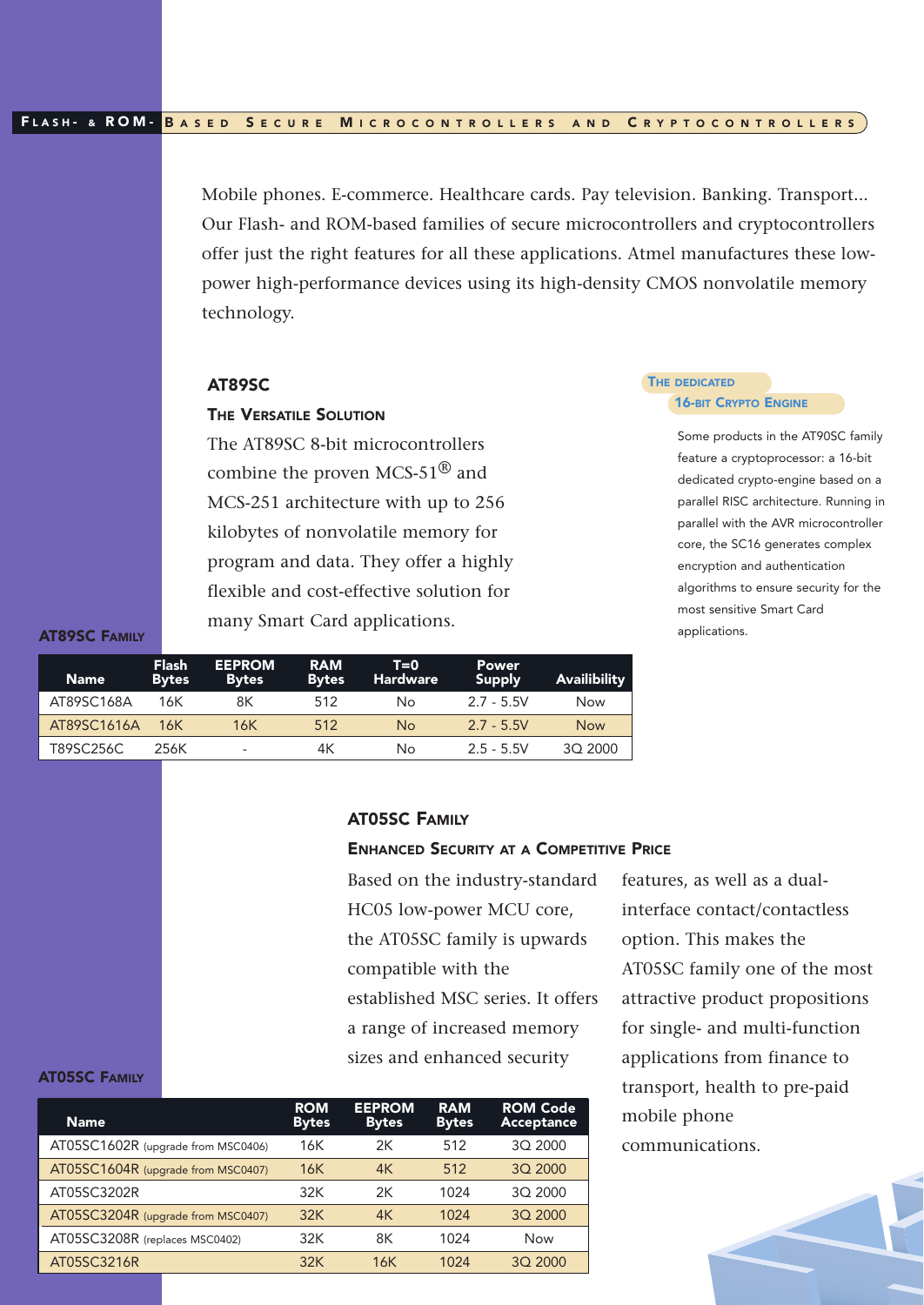## Flash- & ROM-Based Secure Microcontrollers and Cryptocontrollers

Mobile phones. E-commerce. Healthcare cards. Pay television. Banking. Transport... Our Flash- and ROM-based families of secure microcontrollers and cryptocontrollers offer just the right features for all these applications. Atmel manufactures these low-power high-performance devices using its high-density CMOS nonvolatile memory technology.

### AT89SC

#### The Versatile Solution

The AT89SC 8-bit microcontrollers combine the proven MCS-51® and MCS-251 architecture with up to 256 kilobytes of nonvolatile memory for program and data. They offer a highly flexible and cost-effective solution for many Smart Card applications.

#### The Dedicated 16-bit Crypto Engine

Some products in the AT90SC family feature a cryptoprocessor: a 16-bit dedicated crypto-engine based on a parallel RISC architecture. Running in parallel with the AVR microcontroller core, the SC16 generates complex encryption and authentication algorithms to ensure security for the most sensitive Smart Card applications.

**AT89SC Family**

| Name | Flash Bytes | EEPROM Bytes | RAM Bytes | T=0 Hardware | Power Supply | Availibility |
|---|---|---|---|---|---|---|
| AT89SC168A | 16K | 8K | 512 | No | 2.7 - 5.5V | Now |
| AT89SC1616A | 16K | 16K | 512 | No | 2.7 - 5.5V | Now |
| T89SC256C | 256K | - | 4K | No | 2.5 - 5.5V | 3Q 2000 |

### AT05SC Family

#### Enhanced Security at a Competitive Price

Based on the industry-standard HC05 low-power MCU core, the AT05SC family is upwards compatible with the established MSC series. It offers a range of increased memory sizes and enhanced security features, as well as a dual-interface contact/contactless option. This makes the AT05SC family one of the most attractive product propositions for single- and multi-function applications from finance to transport, health to pre-paid mobile phone communications.

**AT05SC Family**

| Name | ROM Bytes | EEPROM Bytes | RAM Bytes | ROM Code Acceptance |
|---|---|---|---|---|
| AT05SC1602R (upgrade from MSC0406) | 16K | 2K | 512 | 3Q 2000 |
| AT05SC1604R (upgrade from MSC0407) | 16K | 4K | 512 | 3Q 2000 |
| AT05SC3202R | 32K | 2K | 1024 | 3Q 2000 |
| AT05SC3204R (upgrade from MSC0407) | 32K | 4K | 1024 | 3Q 2000 |
| AT05SC3208R (replaces MSC0402) | 32K | 8K | 1024 | Now |
| AT05SC3216R | 32K | 16K | 1024 | 3Q 2000 |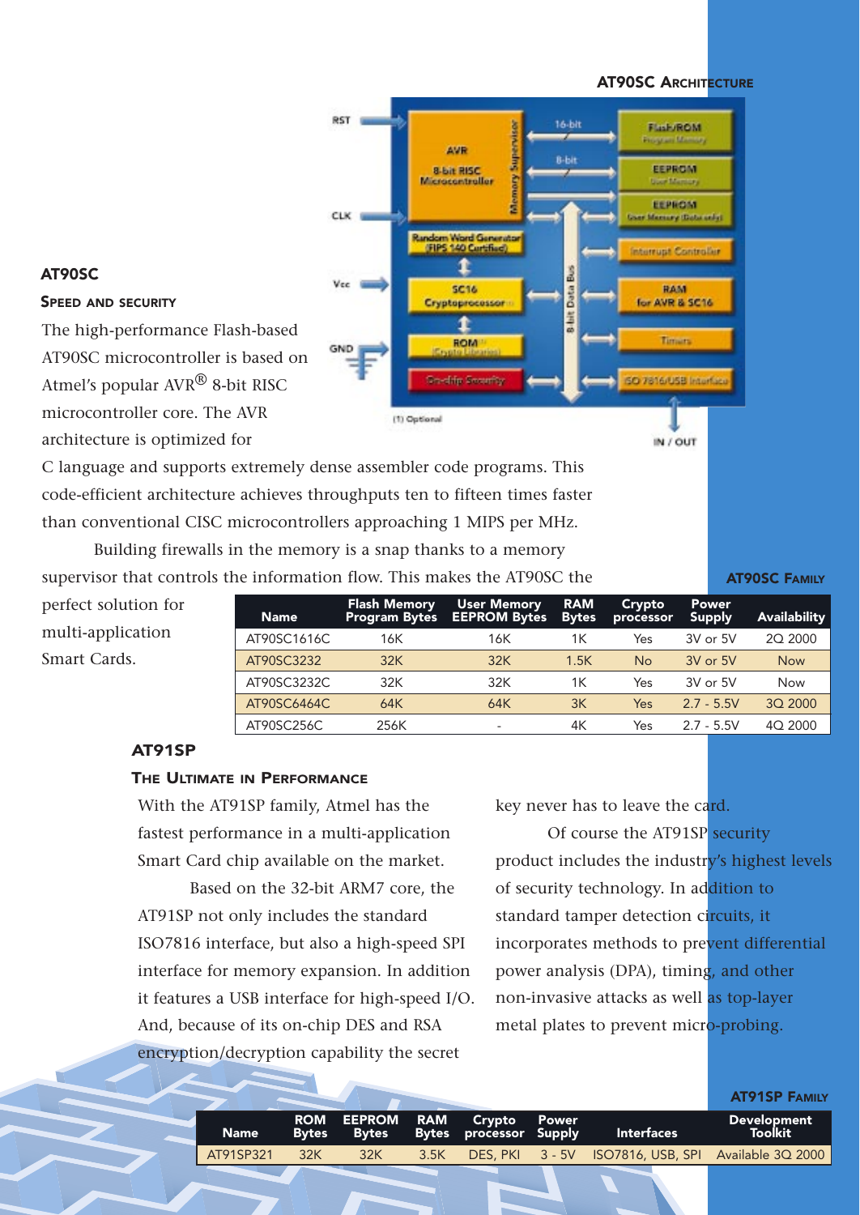## AT90SC

### Speed and Security

The high-performance Flash-based AT90SC microcontroller is based on Atmel's popular AVR® 8-bit RISC microcontroller core. The AVR architecture is optimized for C language and supports extremely dense assembler code programs. This code-efficient architecture achieves throughputs ten to fifteen times faster than conventional CISC microcontrollers approaching 1 MIPS per MHz.

Building firewalls in the memory is a snap thanks to a memory supervisor that controls the information flow. This makes the AT90SC the perfect solution for multi-application Smart Cards.

**AT90SC Architecture**

**AT90SC Family**

| Name | Flash Memory Program Bytes | User Memory EEPROM Bytes | RAM Bytes | Crypto processor | Power Supply | Availability |
|---|---|---|---|---|---|---|
| AT90SC1616C | 16K | 16K | 1K | Yes | 3V or 5V | 2Q 2000 |
| AT90SC3232 | 32K | 32K | 1.5K | No | 3V or 5V | Now |
| AT90SC3232C | 32K | 32K | 1K | Yes | 3V or 5V | Now |
| AT90SC6464C | 64K | 64K | 3K | Yes | 2.7 - 5.5V | 3Q 2000 |
| AT90SC256C | 256K | - | 4K | Yes | 2.7 - 5.5V | 4Q 2000 |

## AT91SP

### The Ultimate in Performance

With the AT91SP family, Atmel has the fastest performance in a multi-application Smart Card chip available on the market.

Based on the 32-bit ARM7 core, the AT91SP not only includes the standard ISO7816 interface, but also a high-speed SPI interface for memory expansion. In addition it features a USB interface for high-speed I/O. And, because of its on-chip DES and RSA encryption/decryption capability the secret key never has to leave the card.

Of course the AT91SP security product includes the industry's highest levels of security technology. In addition to standard tamper detection circuits, it incorporates methods to prevent differential power analysis (DPA), timing, and other non-invasive attacks as well as top-layer metal plates to prevent micro-probing.

**AT91SP Family**

| Name | ROM Bytes | EEPROM Bytes | RAM Bytes | Crypto processor | Power Supply | Interfaces | Development Toolkit |
|---|---|---|---|---|---|---|---|
| AT91SP321 | 32K | 32K | 3.5K | DES, PKI | 3 - 5V | ISO7816, USB, SPI | Available 3Q 2000 |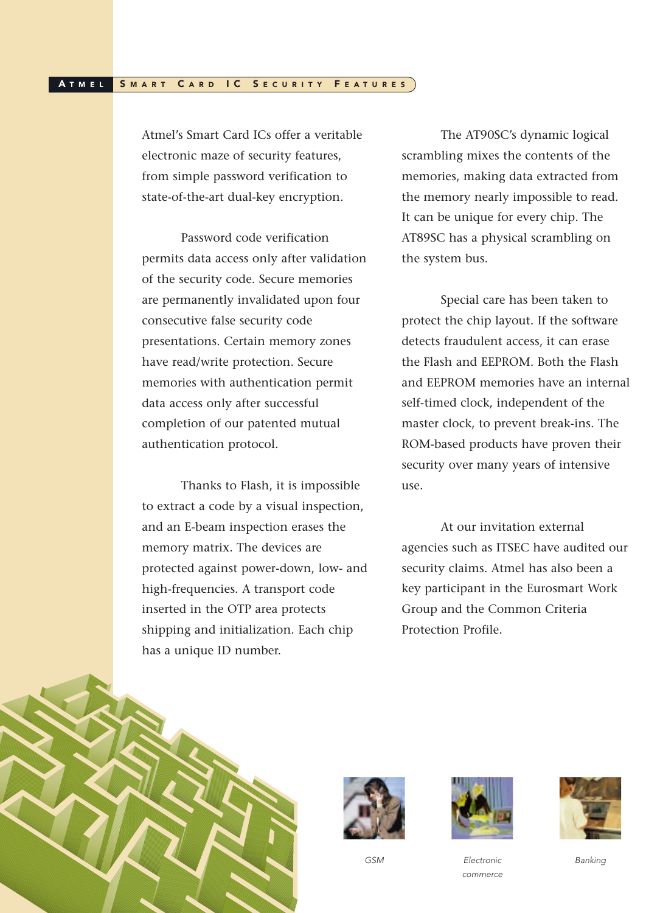## Atmel Smart Card IC Security Features

Atmel's Smart Card ICs offer a veritable electronic maze of security features, from simple password verification to state-of-the-art dual-key encryption.

Password code verification permits data access only after validation of the security code. Secure memories are permanently invalidated upon four consecutive false security code presentations. Certain memory zones have read/write protection. Secure memories with authentication permit data access only after successful completion of our patented mutual authentication protocol.

Thanks to Flash, it is impossible to extract a code by a visual inspection, and an E-beam inspection erases the memory matrix. The devices are protected against power-down, low- and high-frequencies. A transport code inserted in the OTP area protects shipping and initialization. Each chip has a unique ID number.

The AT90SC's dynamic logical scrambling mixes the contents of the memories, making data extracted from the memory nearly impossible to read. It can be unique for every chip. The AT89SC has a physical scrambling on the system bus.

Special care has been taken to protect the chip layout. If the software detects fraudulent access, it can erase the Flash and EEPROM. Both the Flash and EEPROM memories have an internal self-timed clock, independent of the master clock, to prevent break-ins. The ROM-based products have proven their security over many years of intensive use.

At our invitation external agencies such as ITSEC have audited our security claims. Atmel has also been a key participant in the Eurosmart Work Group and the Common Criteria Protection Profile.

*GSM*

*Electronic commerce*

*Banking*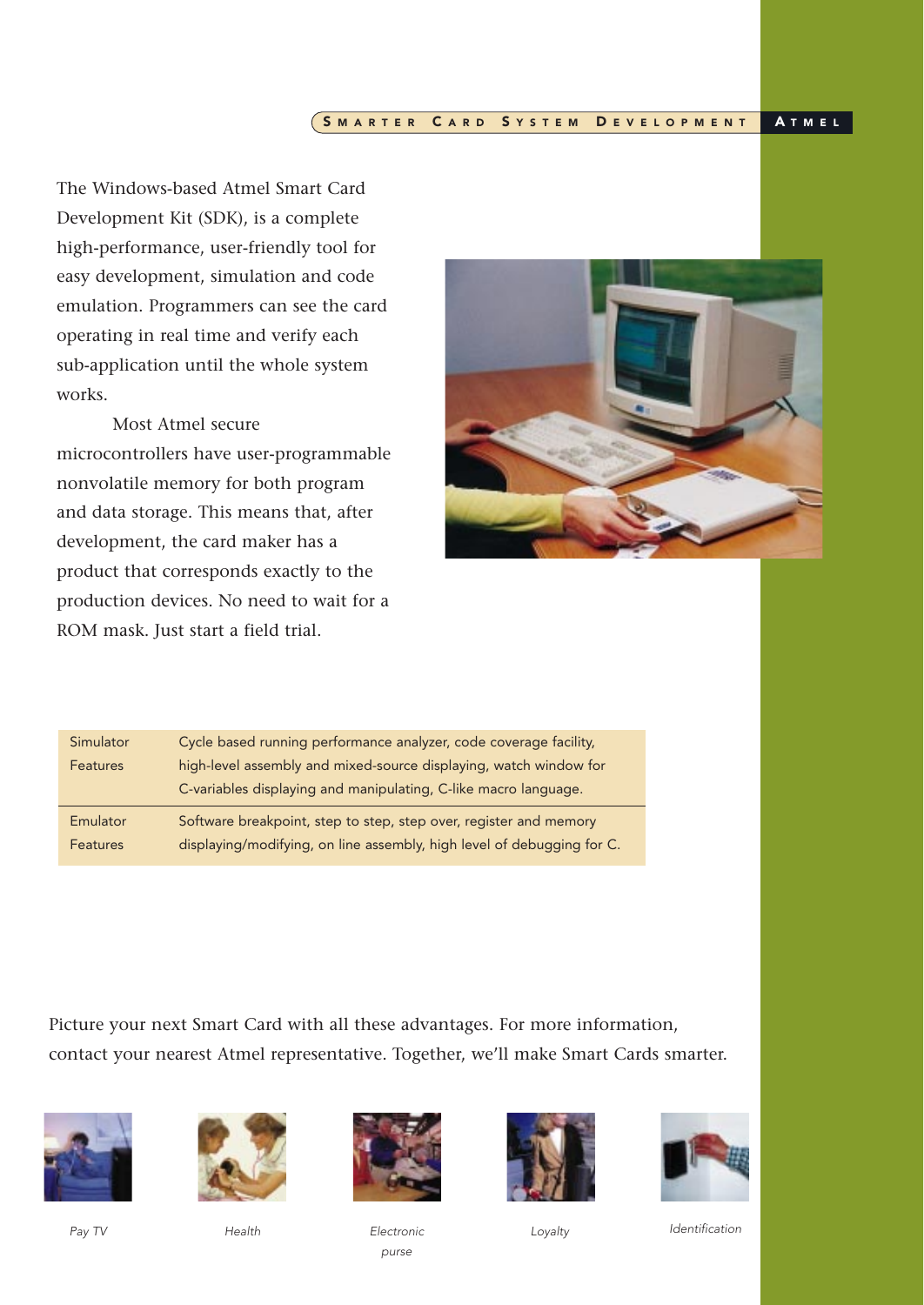The Windows-based Atmel Smart Card Development Kit (SDK), is a complete high-performance, user-friendly tool for easy development, simulation and code emulation. Programmers can see the card operating in real time and verify each sub-application until the whole system works.

Most Atmel secure microcontrollers have user-programmable nonvolatile memory for both program and data storage. This means that, after development, the card maker has a product that corresponds exactly to the production devices. No need to wait for a ROM mask. Just start a field trial.

| | |
|---|---|
| Simulator Features | Cycle based running performance analyzer, code coverage facility, high-level assembly and mixed-source displaying, watch window for C-variables displaying and manipulating, C-like macro language. |
| Emulator Features | Software breakpoint, step to step, step over, register and memory displaying/modifying, on line assembly, high level of debugging for C. |

Picture your next Smart Card with all these advantages. For more information, contact your nearest Atmel representative. Together, we'll make Smart Cards smarter.

*Pay TV*

*Health*

*Electronic purse*

*Loyalty*

*Identification*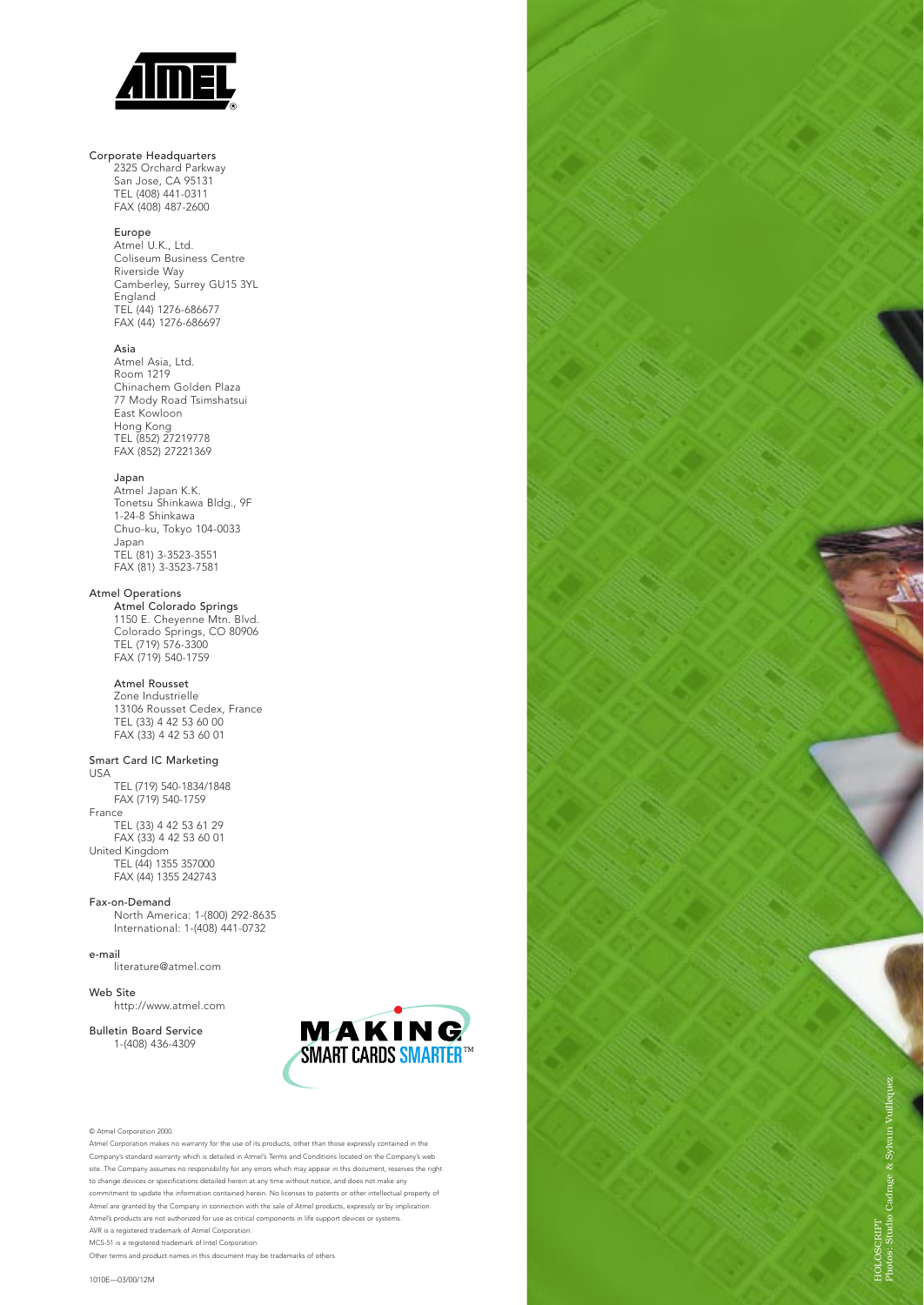ATMEL

Corporate Headquarters
2325 Orchard Parkway
San Jose, CA 95131
TEL (408) 441-0311
FAX (408) 487-2600

Europe
Atmel U.K., Ltd.
Coliseum Business Centre
Riverside Way
Camberley, Surrey GU15 3YL
England
TEL (44) 1276-686677
FAX (44) 1276-686697

Asia
Atmel Asia, Ltd.
Room 1219
Chinachem Golden Plaza
77 Mody Road Tsimshatsui
East Kowloon
Hong Kong
TEL (852) 27219778
FAX (852) 27221369

Japan
Atmel Japan K.K.
Tonetsu Shinkawa Bldg., 9F
1-24-8 Shinkawa
Chuo-ku, Tokyo 104-0033
Japan
TEL (81) 3-3523-3551
FAX (81) 3-3523-7581

Atmel Operations

Atmel Colorado Springs
1150 E. Cheyenne Mtn. Blvd.
Colorado Springs, CO 80906
TEL (719) 576-3300
FAX (719) 540-1759

Atmel Rousset
Zone Industrielle
13106 Rousset Cedex, France
TEL (33) 4 42 53 60 00
FAX (33) 4 42 53 60 01

Smart Card IC Marketing

USA
TEL (719) 540-1834/1848
FAX (719) 540-1759

France
TEL (33) 4 42 53 61 29
FAX (33) 4 42 53 60 01

United Kingdom
TEL (44) 1355 357000
FAX (44) 1355 242743

Fax-on-Demand
North America: 1-(800) 292-8635
International: 1-(408) 441-0732

e-mail
literature@atmel.com

Web Site
http://www.atmel.com

Bulletin Board Service
1-(408) 436-4309

MAKING SMART CARDS SMARTER™

© Atmel Corporation 2000.

Atmel Corporation makes no warranty for the use of its products, other than those expressly contained in the Company's standard warranty which is detailed in Atmel's Terms and Conditions located on the Company's web site. The Company assumes no responsibility for any errors which may appear in this document, reserves the right to change devices or specifications detailed herein at any time without notice, and does not make any commitment to update the information contained herein. No licenses to patents or other intellectual property of Atmel are granted by the Company in connection with the sale of Atmel products, expressly or by implication. Atmel's products are not authorized for use as critical components in life support devices or systems.

AVR is a registered trademark of Atmel Corporation.

MCS-51 is a registered trademark of Intel Corporation.

Other terms and product names in this document may be trademarks of others.

1010E—03/00/12M

HOLOSCRIPT
Photos: Studio Cadrage & Sylvain Vuillequez